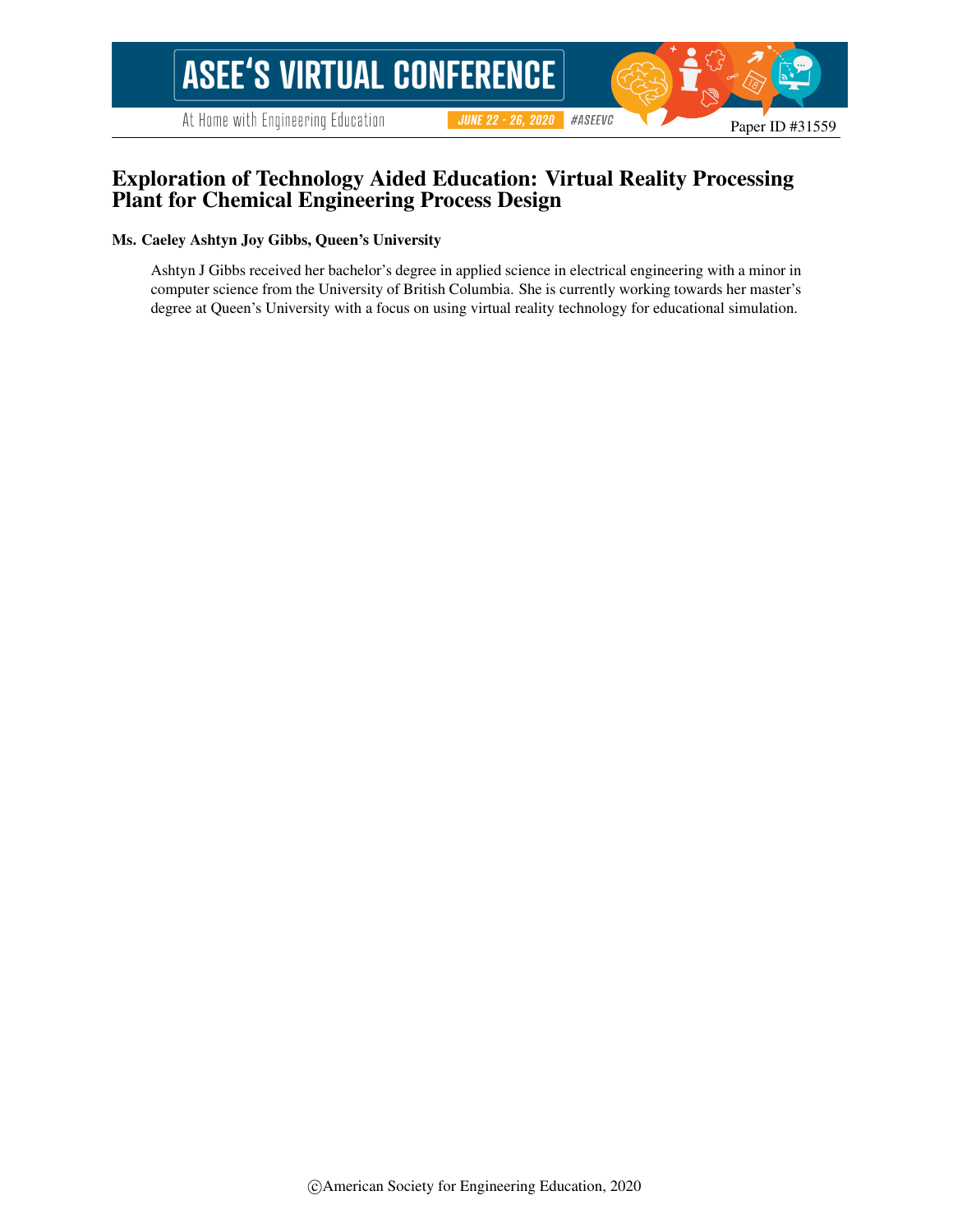# Exploration of Technology Aided Education: Virtual Reality Processing Plant for Chemical Engineering Process Design

**Ms. Caeley Ashtyn Joy Gibbs, Queen's University**

Ashtyn J Gibbs received her bachelor's degree in applied science in electrical engineering with a minor in computer science from the University of British Columbia. She is currently working towards her master's degree at Queen's University with a focus on using virtual reality technology for educational simulation.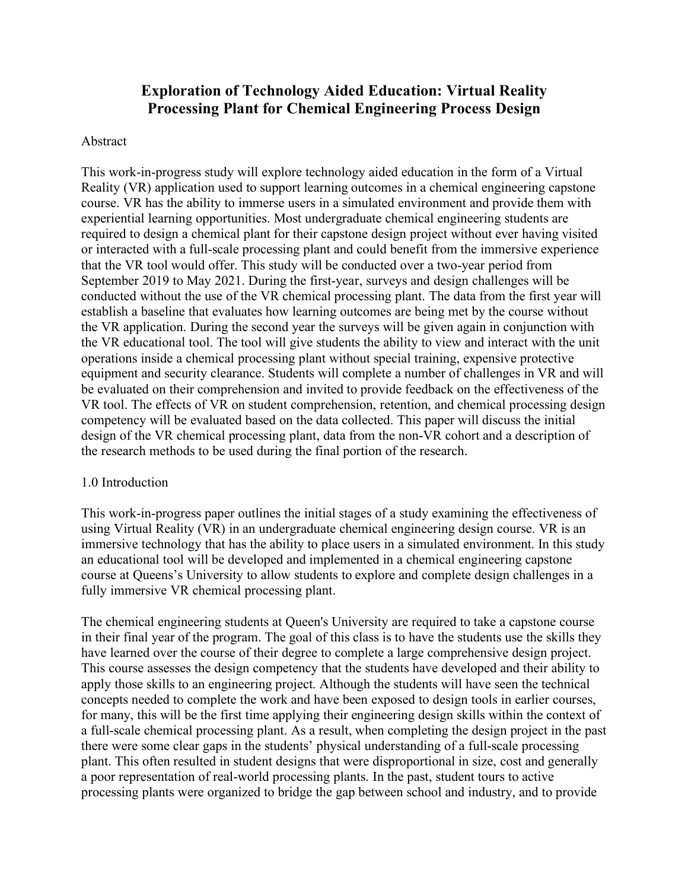# Exploration of Technology Aided Education: Virtual Reality Processing Plant for Chemical Engineering Process Design

Abstract

This work-in-progress study will explore technology aided education in the form of a Virtual Reality (VR) application used to support learning outcomes in a chemical engineering capstone course. VR has the ability to immerse users in a simulated environment and provide them with experiential learning opportunities. Most undergraduate chemical engineering students are required to design a chemical plant for their capstone design project without ever having visited or interacted with a full-scale processing plant and could benefit from the immersive experience that the VR tool would offer. This study will be conducted over a two-year period from September 2019 to May 2021. During the first-year, surveys and design challenges will be conducted without the use of the VR chemical processing plant. The data from the first year will establish a baseline that evaluates how learning outcomes are being met by the course without the VR application. During the second year the surveys will be given again in conjunction with the VR educational tool. The tool will give students the ability to view and interact with the unit operations inside a chemical processing plant without special training, expensive protective equipment and security clearance. Students will complete a number of challenges in VR and will be evaluated on their comprehension and invited to provide feedback on the effectiveness of the VR tool. The effects of VR on student comprehension, retention, and chemical processing design competency will be evaluated based on the data collected. This paper will discuss the initial design of the VR chemical processing plant, data from the non-VR cohort and a description of the research methods to be used during the final portion of the research.

1.0 Introduction

This work-in-progress paper outlines the initial stages of a study examining the effectiveness of using Virtual Reality (VR) in an undergraduate chemical engineering design course. VR is an immersive technology that has the ability to place users in a simulated environment. In this study an educational tool will be developed and implemented in a chemical engineering capstone course at Queens's University to allow students to explore and complete design challenges in a fully immersive VR chemical processing plant.

The chemical engineering students at Queen's University are required to take a capstone course in their final year of the program. The goal of this class is to have the students use the skills they have learned over the course of their degree to complete a large comprehensive design project. This course assesses the design competency that the students have developed and their ability to apply those skills to an engineering project. Although the students will have seen the technical concepts needed to complete the work and have been exposed to design tools in earlier courses, for many, this will be the first time applying their engineering design skills within the context of a full-scale chemical processing plant. As a result, when completing the design project in the past there were some clear gaps in the students' physical understanding of a full-scale processing plant. This often resulted in student designs that were disproportional in size, cost and generally a poor representation of real-world processing plants. In the past, student tours to active processing plants were organized to bridge the gap between school and industry, and to provide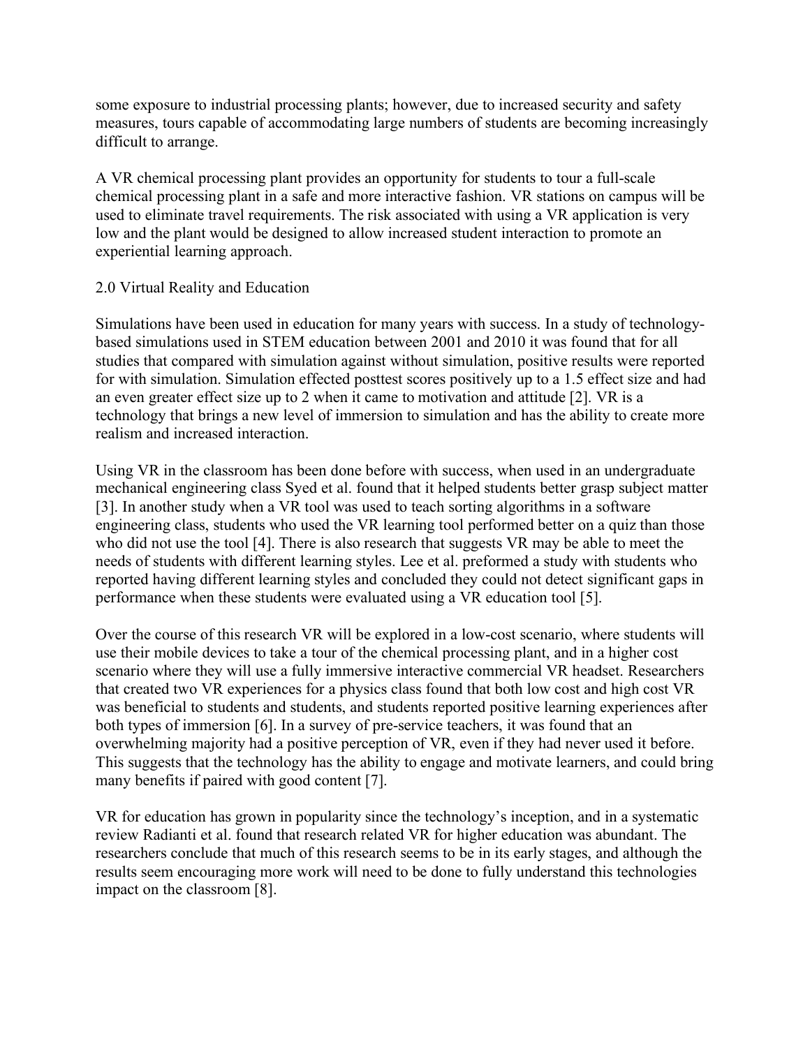some exposure to industrial processing plants; however, due to increased security and safety measures, tours capable of accommodating large numbers of students are becoming increasingly difficult to arrange.

A VR chemical processing plant provides an opportunity for students to tour a full-scale chemical processing plant in a safe and more interactive fashion. VR stations on campus will be used to eliminate travel requirements. The risk associated with using a VR application is very low and the plant would be designed to allow increased student interaction to promote an experiential learning approach.

## 2.0 Virtual Reality and Education

Simulations have been used in education for many years with success. In a study of technology-based simulations used in STEM education between 2001 and 2010 it was found that for all studies that compared with simulation against without simulation, positive results were reported for with simulation. Simulation effected posttest scores positively up to a 1.5 effect size and had an even greater effect size up to 2 when it came to motivation and attitude [2]. VR is a technology that brings a new level of immersion to simulation and has the ability to create more realism and increased interaction.

Using VR in the classroom has been done before with success, when used in an undergraduate mechanical engineering class Syed et al. found that it helped students better grasp subject matter [3]. In another study when a VR tool was used to teach sorting algorithms in a software engineering class, students who used the VR learning tool performed better on a quiz than those who did not use the tool [4]. There is also research that suggests VR may be able to meet the needs of students with different learning styles. Lee et al. preformed a study with students who reported having different learning styles and concluded they could not detect significant gaps in performance when these students were evaluated using a VR education tool [5].

Over the course of this research VR will be explored in a low-cost scenario, where students will use their mobile devices to take a tour of the chemical processing plant, and in a higher cost scenario where they will use a fully immersive interactive commercial VR headset. Researchers that created two VR experiences for a physics class found that both low cost and high cost VR was beneficial to students and students, and students reported positive learning experiences after both types of immersion [6]. In a survey of pre-service teachers, it was found that an overwhelming majority had a positive perception of VR, even if they had never used it before. This suggests that the technology has the ability to engage and motivate learners, and could bring many benefits if paired with good content [7].

VR for education has grown in popularity since the technology's inception, and in a systematic review Radianti et al. found that research related VR for higher education was abundant. The researchers conclude that much of this research seems to be in its early stages, and although the results seem encouraging more work will need to be done to fully understand this technologies impact on the classroom [8].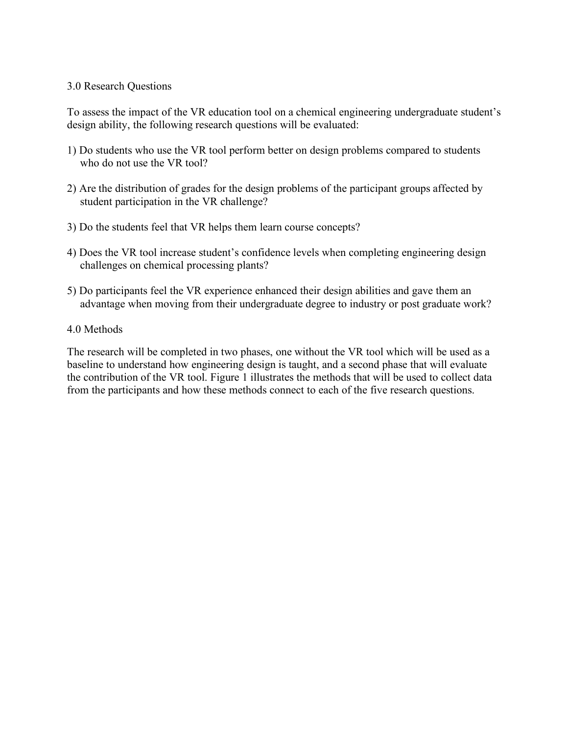## 3.0 Research Questions

To assess the impact of the VR education tool on a chemical engineering undergraduate student's design ability, the following research questions will be evaluated:

1) Do students who use the VR tool perform better on design problems compared to students who do not use the VR tool?

2) Are the distribution of grades for the design problems of the participant groups affected by student participation in the VR challenge?

3) Do the students feel that VR helps them learn course concepts?

4) Does the VR tool increase student's confidence levels when completing engineering design challenges on chemical processing plants?

5) Do participants feel the VR experience enhanced their design abilities and gave them an advantage when moving from their undergraduate degree to industry or post graduate work?

## 4.0 Methods

The research will be completed in two phases, one without the VR tool which will be used as a baseline to understand how engineering design is taught, and a second phase that will evaluate the contribution of the VR tool. Figure 1 illustrates the methods that will be used to collect data from the participants and how these methods connect to each of the five research questions.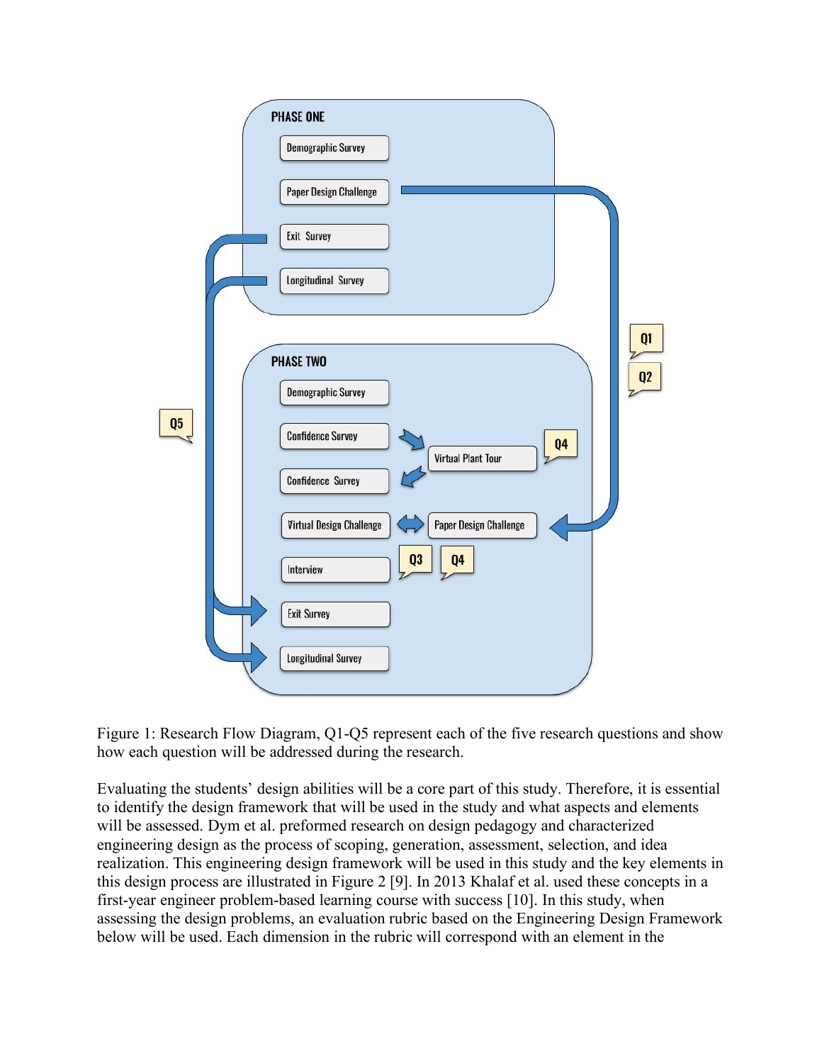Figure 1: Research Flow Diagram, Q1-Q5 represent each of the five research questions and show how each question will be addressed during the research.

Evaluating the students' design abilities will be a core part of this study. Therefore, it is essential to identify the design framework that will be used in the study and what aspects and elements will be assessed. Dym et al. preformed research on design pedagogy and characterized engineering design as the process of scoping, generation, assessment, selection, and idea realization. This engineering design framework will be used in this study and the key elements in this design process are illustrated in Figure 2 [9]. In 2013 Khalaf et al. used these concepts in a first-year engineer problem-based learning course with success [10]. In this study, when assessing the design problems, an evaluation rubric based on the Engineering Design Framework below will be used. Each dimension in the rubric will correspond with an element in the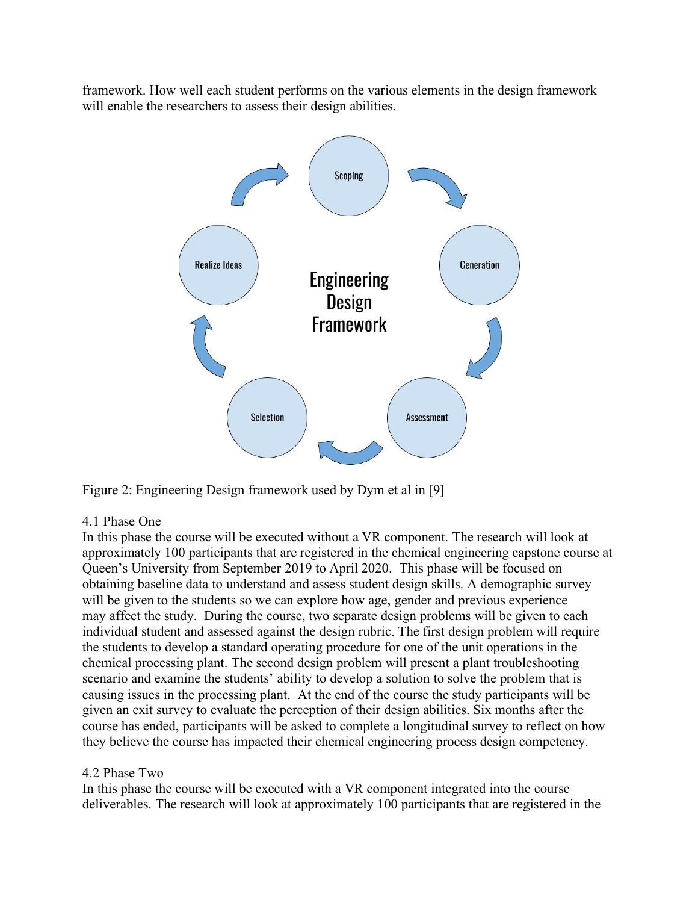framework. How well each student performs on the various elements in the design framework will enable the researchers to assess their design abilities.

Figure 2: Engineering Design framework used by Dym et al in [9]

### 4.1 Phase One

In this phase the course will be executed without a VR component. The research will look at approximately 100 participants that are registered in the chemical engineering capstone course at Queen's University from September 2019 to April 2020. This phase will be focused on obtaining baseline data to understand and assess student design skills. A demographic survey will be given to the students so we can explore how age, gender and previous experience may affect the study. During the course, two separate design problems will be given to each individual student and assessed against the design rubric. The first design problem will require the students to develop a standard operating procedure for one of the unit operations in the chemical processing plant. The second design problem will present a plant troubleshooting scenario and examine the students' ability to develop a solution to solve the problem that is causing issues in the processing plant. At the end of the course the study participants will be given an exit survey to evaluate the perception of their design abilities. Six months after the course has ended, participants will be asked to complete a longitudinal survey to reflect on how they believe the course has impacted their chemical engineering process design competency.

### 4.2 Phase Two

In this phase the course will be executed with a VR component integrated into the course deliverables. The research will look at approximately 100 participants that are registered in the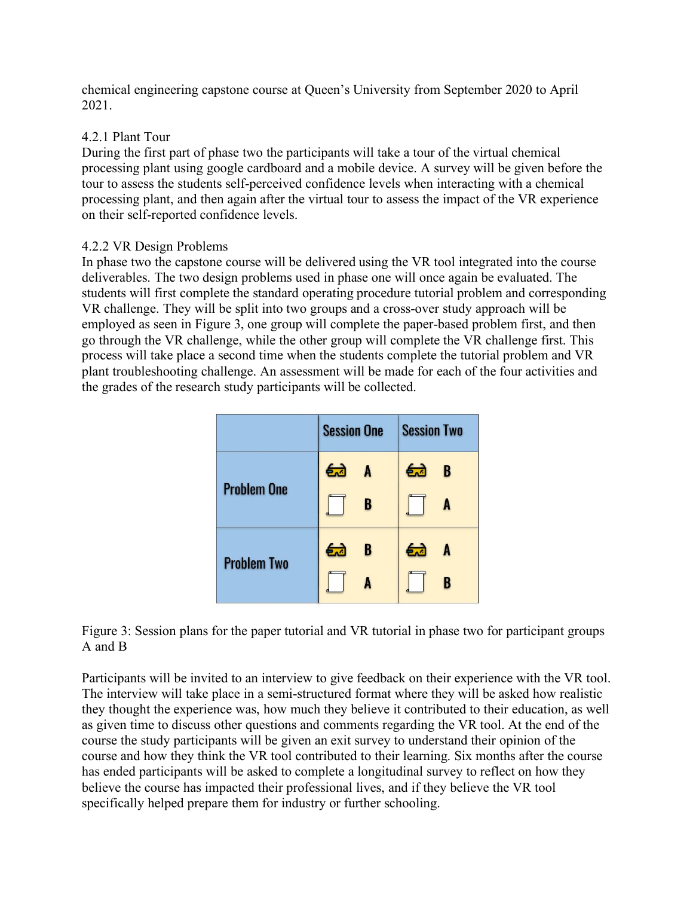chemical engineering capstone course at Queen's University from September 2020 to April 2021.

4.2.1 Plant Tour

During the first part of phase two the participants will take a tour of the virtual chemical processing plant using google cardboard and a mobile device. A survey will be given before the tour to assess the students self-perceived confidence levels when interacting with a chemical processing plant, and then again after the virtual tour to assess the impact of the VR experience on their self-reported confidence levels.

4.2.2 VR Design Problems

In phase two the capstone course will be delivered using the VR tool integrated into the course deliverables. The two design problems used in phase one will once again be evaluated. The students will first complete the standard operating procedure tutorial problem and corresponding VR challenge. They will be split into two groups and a cross-over study approach will be employed as seen in Figure 3, one group will complete the paper-based problem first, and then go through the VR challenge, while the other group will complete the VR challenge first. This process will take place a second time when the students complete the tutorial problem and VR plant troubleshooting challenge. An assessment will be made for each of the four activities and the grades of the research study participants will be collected.

| | Session One | Session Two |
|---|---|---|
| Problem One | (VR) A<br>(Paper) B | (VR) B<br>(Paper) A |
| Problem Two | (VR) B<br>(Paper) A | (VR) A<br>(Paper) B |

Figure 3: Session plans for the paper tutorial and VR tutorial in phase two for participant groups A and B

Participants will be invited to an interview to give feedback on their experience with the VR tool. The interview will take place in a semi-structured format where they will be asked how realistic they thought the experience was, how much they believe it contributed to their education, as well as given time to discuss other questions and comments regarding the VR tool. At the end of the course the study participants will be given an exit survey to understand their opinion of the course and how they think the VR tool contributed to their learning. Six months after the course has ended participants will be asked to complete a longitudinal survey to reflect on how they believe the course has impacted their professional lives, and if they believe the VR tool specifically helped prepare them for industry or further schooling.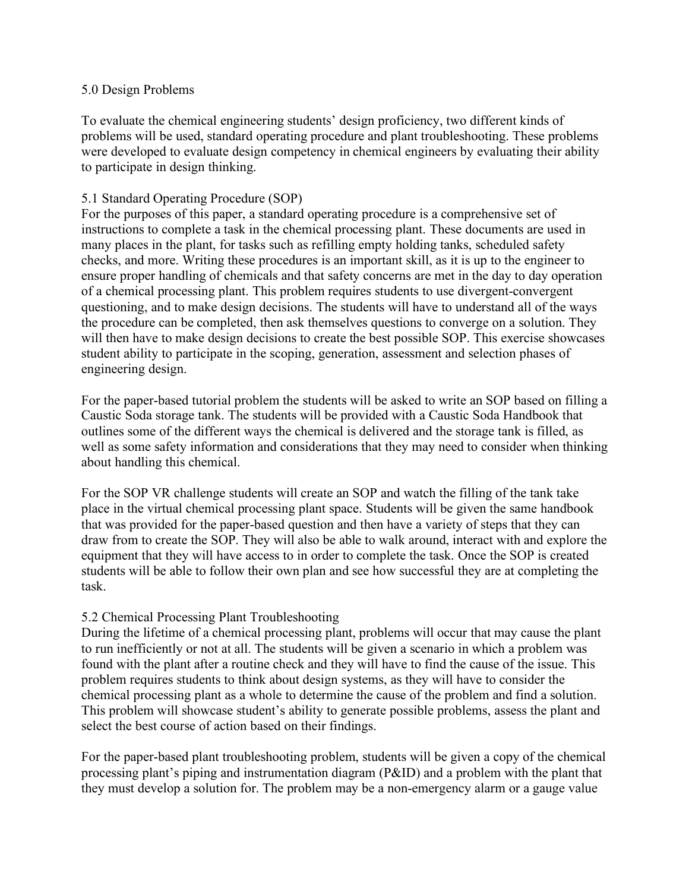## 5.0 Design Problems

To evaluate the chemical engineering students' design proficiency, two different kinds of problems will be used, standard operating procedure and plant troubleshooting. These problems were developed to evaluate design competency in chemical engineers by evaluating their ability to participate in design thinking.

### 5.1 Standard Operating Procedure (SOP)

For the purposes of this paper, a standard operating procedure is a comprehensive set of instructions to complete a task in the chemical processing plant. These documents are used in many places in the plant, for tasks such as refilling empty holding tanks, scheduled safety checks, and more. Writing these procedures is an important skill, as it is up to the engineer to ensure proper handling of chemicals and that safety concerns are met in the day to day operation of a chemical processing plant. This problem requires students to use divergent-convergent questioning, and to make design decisions. The students will have to understand all of the ways the procedure can be completed, then ask themselves questions to converge on a solution. They will then have to make design decisions to create the best possible SOP. This exercise showcases student ability to participate in the scoping, generation, assessment and selection phases of engineering design.

For the paper-based tutorial problem the students will be asked to write an SOP based on filling a Caustic Soda storage tank. The students will be provided with a Caustic Soda Handbook that outlines some of the different ways the chemical is delivered and the storage tank is filled, as well as some safety information and considerations that they may need to consider when thinking about handling this chemical.

For the SOP VR challenge students will create an SOP and watch the filling of the tank take place in the virtual chemical processing plant space. Students will be given the same handbook that was provided for the paper-based question and then have a variety of steps that they can draw from to create the SOP. They will also be able to walk around, interact with and explore the equipment that they will have access to in order to complete the task. Once the SOP is created students will be able to follow their own plan and see how successful they are at completing the task.

### 5.2 Chemical Processing Plant Troubleshooting

During the lifetime of a chemical processing plant, problems will occur that may cause the plant to run inefficiently or not at all. The students will be given a scenario in which a problem was found with the plant after a routine check and they will have to find the cause of the issue. This problem requires students to think about design systems, as they will have to consider the chemical processing plant as a whole to determine the cause of the problem and find a solution. This problem will showcase student's ability to generate possible problems, assess the plant and select the best course of action based on their findings.

For the paper-based plant troubleshooting problem, students will be given a copy of the chemical processing plant's piping and instrumentation diagram (P&ID) and a problem with the plant that they must develop a solution for. The problem may be a non-emergency alarm or a gauge value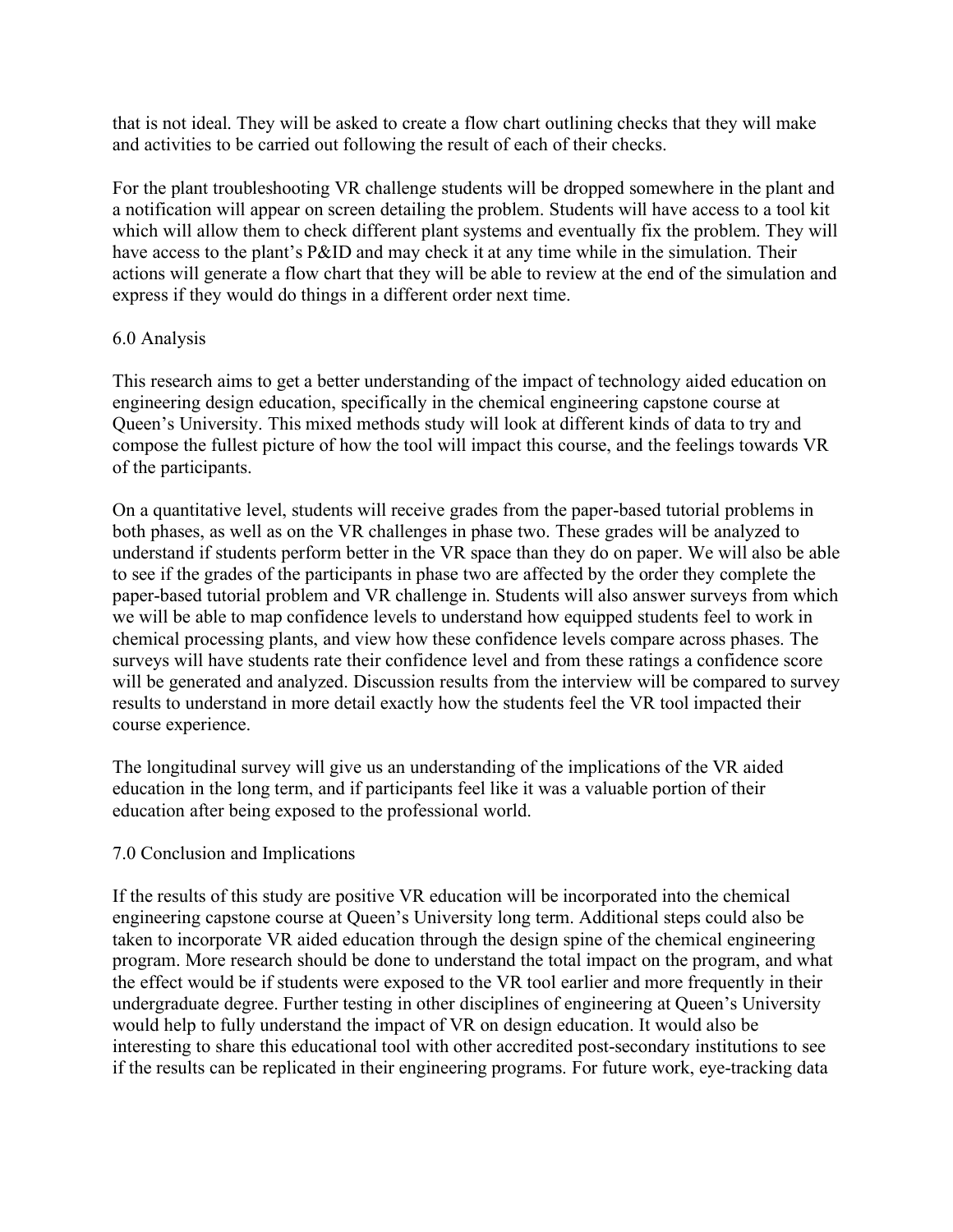that is not ideal. They will be asked to create a flow chart outlining checks that they will make and activities to be carried out following the result of each of their checks.

For the plant troubleshooting VR challenge students will be dropped somewhere in the plant and a notification will appear on screen detailing the problem. Students will have access to a tool kit which will allow them to check different plant systems and eventually fix the problem. They will have access to the plant's P&ID and may check it at any time while in the simulation. Their actions will generate a flow chart that they will be able to review at the end of the simulation and express if they would do things in a different order next time.

## 6.0 Analysis

This research aims to get a better understanding of the impact of technology aided education on engineering design education, specifically in the chemical engineering capstone course at Queen's University. This mixed methods study will look at different kinds of data to try and compose the fullest picture of how the tool will impact this course, and the feelings towards VR of the participants.

On a quantitative level, students will receive grades from the paper-based tutorial problems in both phases, as well as on the VR challenges in phase two. These grades will be analyzed to understand if students perform better in the VR space than they do on paper. We will also be able to see if the grades of the participants in phase two are affected by the order they complete the paper-based tutorial problem and VR challenge in. Students will also answer surveys from which we will be able to map confidence levels to understand how equipped students feel to work in chemical processing plants, and view how these confidence levels compare across phases. The surveys will have students rate their confidence level and from these ratings a confidence score will be generated and analyzed. Discussion results from the interview will be compared to survey results to understand in more detail exactly how the students feel the VR tool impacted their course experience.

The longitudinal survey will give us an understanding of the implications of the VR aided education in the long term, and if participants feel like it was a valuable portion of their education after being exposed to the professional world.

## 7.0 Conclusion and Implications

If the results of this study are positive VR education will be incorporated into the chemical engineering capstone course at Queen's University long term. Additional steps could also be taken to incorporate VR aided education through the design spine of the chemical engineering program. More research should be done to understand the total impact on the program, and what the effect would be if students were exposed to the VR tool earlier and more frequently in their undergraduate degree. Further testing in other disciplines of engineering at Queen's University would help to fully understand the impact of VR on design education. It would also be interesting to share this educational tool with other accredited post-secondary institutions to see if the results can be replicated in their engineering programs. For future work, eye-tracking data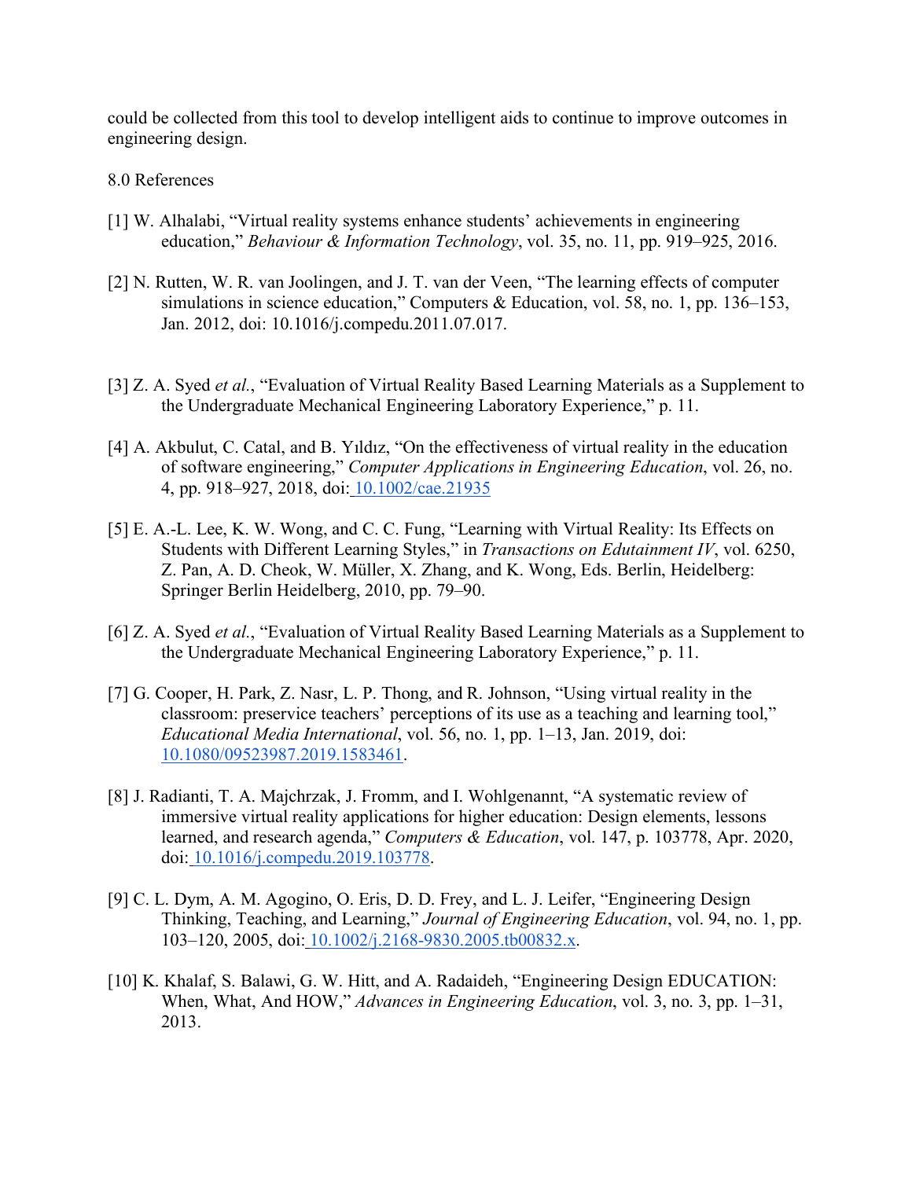could be collected from this tool to develop intelligent aids to continue to improve outcomes in engineering design.

## 8.0 References

[1] W. Alhalabi, "Virtual reality systems enhance students' achievements in engineering education," *Behaviour & Information Technology*, vol. 35, no. 11, pp. 919–925, 2016.

[2] N. Rutten, W. R. van Joolingen, and J. T. van der Veen, "The learning effects of computer simulations in science education," Computers & Education, vol. 58, no. 1, pp. 136–153, Jan. 2012, doi: 10.1016/j.compedu.2011.07.017.

[3] Z. A. Syed *et al.*, "Evaluation of Virtual Reality Based Learning Materials as a Supplement to the Undergraduate Mechanical Engineering Laboratory Experience," p. 11.

[4] A. Akbulut, C. Catal, and B. Yıldız, "On the effectiveness of virtual reality in the education of software engineering," *Computer Applications in Engineering Education*, vol. 26, no. 4, pp. 918–927, 2018, doi: 10.1002/cae.21935

[5] E. A.-L. Lee, K. W. Wong, and C. C. Fung, "Learning with Virtual Reality: Its Effects on Students with Different Learning Styles," in *Transactions on Edutainment IV*, vol. 6250, Z. Pan, A. D. Cheok, W. Müller, X. Zhang, and K. Wong, Eds. Berlin, Heidelberg: Springer Berlin Heidelberg, 2010, pp. 79–90.

[6] Z. A. Syed *et al.*, "Evaluation of Virtual Reality Based Learning Materials as a Supplement to the Undergraduate Mechanical Engineering Laboratory Experience," p. 11.

[7] G. Cooper, H. Park, Z. Nasr, L. P. Thong, and R. Johnson, "Using virtual reality in the classroom: preservice teachers' perceptions of its use as a teaching and learning tool," *Educational Media International*, vol. 56, no. 1, pp. 1–13, Jan. 2019, doi: 10.1080/09523987.2019.1583461.

[8] J. Radianti, T. A. Majchrzak, J. Fromm, and I. Wohlgenannt, "A systematic review of immersive virtual reality applications for higher education: Design elements, lessons learned, and research agenda," *Computers & Education*, vol. 147, p. 103778, Apr. 2020, doi: 10.1016/j.compedu.2019.103778.

[9] C. L. Dym, A. M. Agogino, O. Eris, D. D. Frey, and L. J. Leifer, "Engineering Design Thinking, Teaching, and Learning," *Journal of Engineering Education*, vol. 94, no. 1, pp. 103–120, 2005, doi: 10.1002/j.2168-9830.2005.tb00832.x.

[10] K. Khalaf, S. Balawi, G. W. Hitt, and A. Radaideh, "Engineering Design EDUCATION: When, What, And HOW," *Advances in Engineering Education*, vol. 3, no. 3, pp. 1–31, 2013.